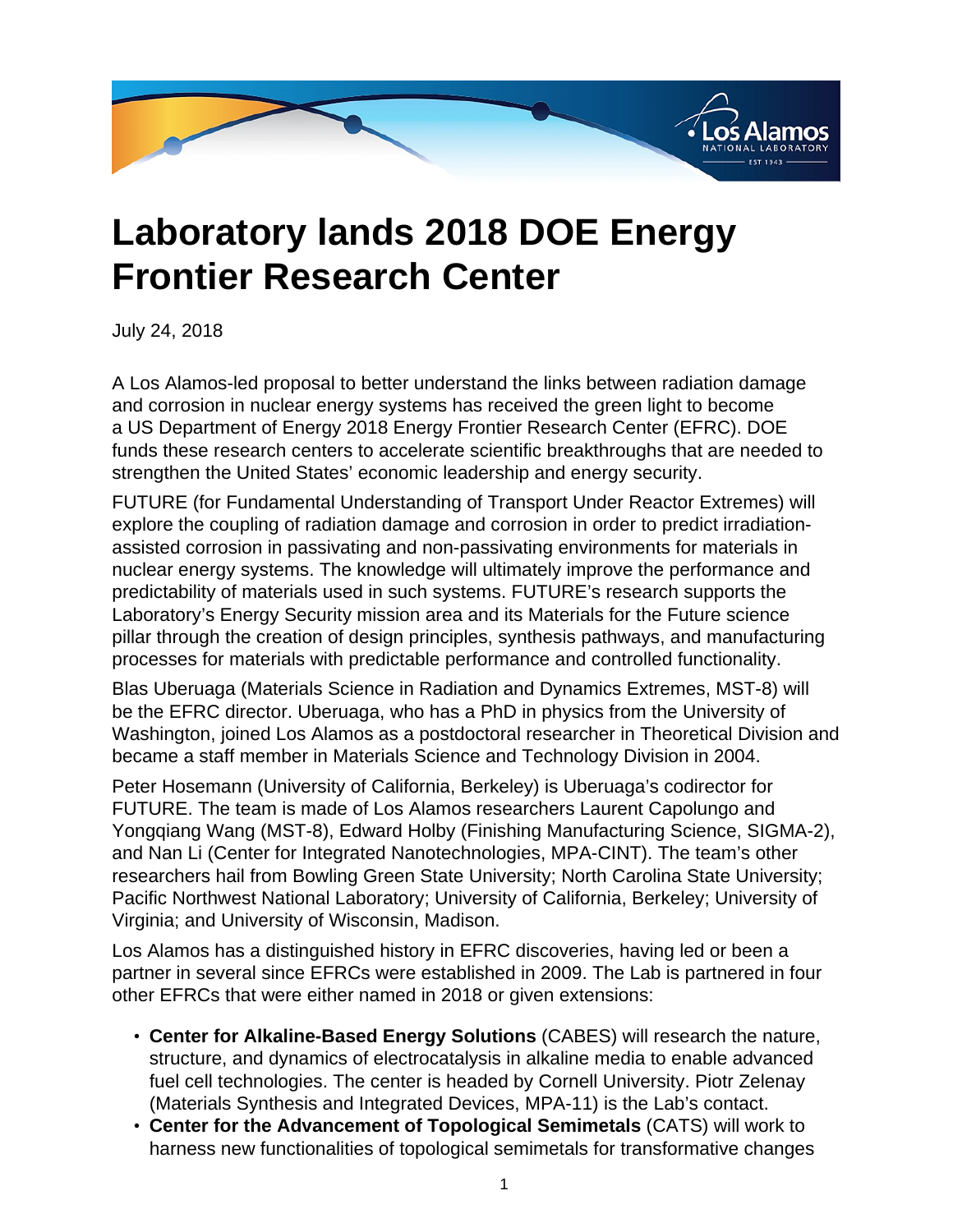# Laboratory lands 2018 DOE Energy Frontier Research Center

July 24, 2018

A Los Alamos-led proposal to better understand the links between radiation damage and corrosion in nuclear energy systems has received the green light to become a US Department of Energy 2018 Energy Frontier Research Center (EFRC). DOE funds these research centers to accelerate scientific breakthroughs that are needed to strengthen the United States' economic leadership and energy security.

FUTURE (for Fundamental Understanding of Transport Under Reactor Extremes) will explore the coupling of radiation damage and corrosion in order to predict irradiation-assisted corrosion in passivating and non-passivating environments for materials in nuclear energy systems. The knowledge will ultimately improve the performance and predictability of materials used in such systems. FUTURE's research supports the Laboratory's Energy Security mission area and its Materials for the Future science pillar through the creation of design principles, synthesis pathways, and manufacturing processes for materials with predictable performance and controlled functionality.

Blas Uberuaga (Materials Science in Radiation and Dynamics Extremes, MST-8) will be the EFRC director. Uberuaga, who has a PhD in physics from the University of Washington, joined Los Alamos as a postdoctoral researcher in Theoretical Division and became a staff member in Materials Science and Technology Division in 2004.

Peter Hosemann (University of California, Berkeley) is Uberuaga's codirector for FUTURE. The team is made of Los Alamos researchers Laurent Capolungo and Yongqiang Wang (MST-8), Edward Holby (Finishing Manufacturing Science, SIGMA-2), and Nan Li (Center for Integrated Nanotechnologies, MPA-CINT). The team's other researchers hail from Bowling Green State University; North Carolina State University; Pacific Northwest National Laboratory; University of California, Berkeley; University of Virginia; and University of Wisconsin, Madison.

Los Alamos has a distinguished history in EFRC discoveries, having led or been a partner in several since EFRCs were established in 2009. The Lab is partnered in four other EFRCs that were either named in 2018 or given extensions:

- **Center for Alkaline-Based Energy Solutions** (CABES) will research the nature, structure, and dynamics of electrocatalysis in alkaline media to enable advanced fuel cell technologies. The center is headed by Cornell University. Piotr Zelenay (Materials Synthesis and Integrated Devices, MPA-11) is the Lab's contact.
- **Center for the Advancement of Topological Semimetals** (CATS) will work to harness new functionalities of topological semimetals for transformative changes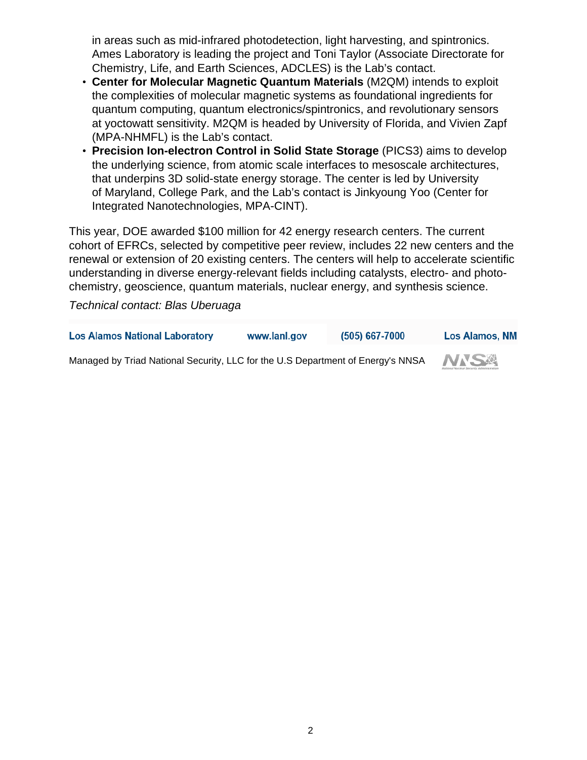in areas such as mid-infrared photodetection, light harvesting, and spintronics. Ames Laboratory is leading the project and Toni Taylor (Associate Directorate for Chemistry, Life, and Earth Sciences, ADCLES) is the Lab's contact.

- **Center for Molecular Magnetic Quantum Materials** (M2QM) intends to exploit the complexities of molecular magnetic systems as foundational ingredients for quantum computing, quantum electronics/spintronics, and revolutionary sensors at yoctowatt sensitivity. M2QM is headed by University of Florida, and Vivien Zapf (MPA-NHMFL) is the Lab's contact.
- **Precision Ion-electron Control in Solid State Storage** (PICS3) aims to develop the underlying science, from atomic scale interfaces to mesoscale architectures, that underpins 3D solid-state energy storage. The center is led by University of Maryland, College Park, and the Lab's contact is Jinkyoung Yoo (Center for Integrated Nanotechnologies, MPA-CINT).

This year, DOE awarded $100 million for 42 energy research centers. The current cohort of EFRCs, selected by competitive peer review, includes 22 new centers and the renewal or extension of 20 existing centers. The centers will help to accelerate scientific understanding in diverse energy-relevant fields including catalysts, electro- and photo-chemistry, geoscience, quantum materials, nuclear energy, and synthesis science.

*Technical contact: Blas Uberuaga*

**Los Alamos National Laboratory** | www.lanl.gov | (505) 667-7000 | Los Alamos, NM

Managed by Triad National Security, LLC for the U.S Department of Energy's NNSA